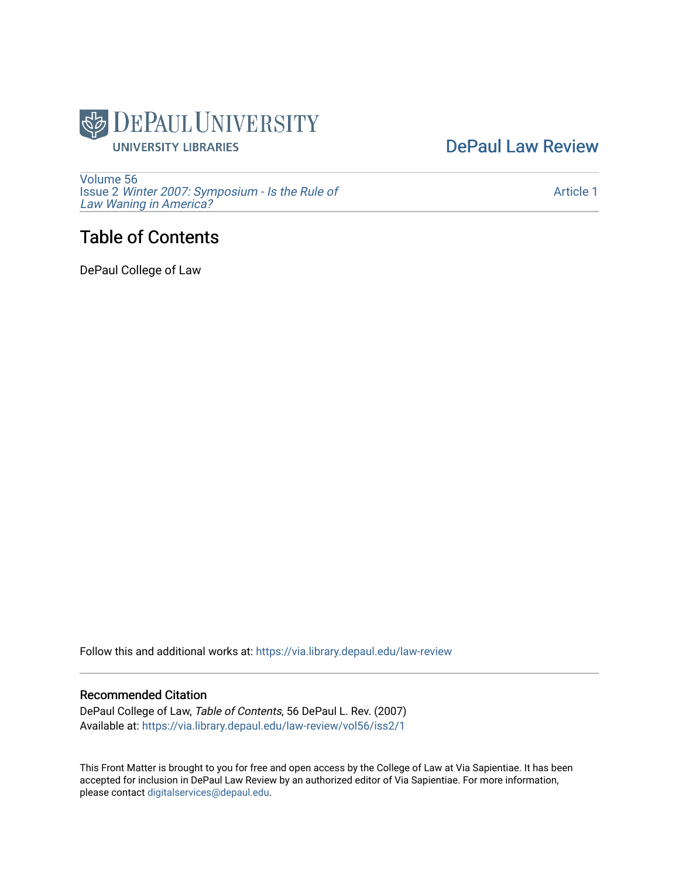DePaul University
UNIVERSITY LIBRARIES

DePaul Law Review

Volume 56
Issue 2 *Winter 2007: Symposium - Is the Rule of Law Waning in America?*

Article 1

# Table of Contents

DePaul College of Law

Follow this and additional works at: https://via.library.depaul.edu/law-review

## Recommended Citation

DePaul College of Law, *Table of Contents*, 56 DePaul L. Rev. (2007)
Available at: https://via.library.depaul.edu/law-review/vol56/iss2/1

This Front Matter is brought to you for free and open access by the College of Law at Via Sapientiae. It has been accepted for inclusion in DePaul Law Review by an authorized editor of Via Sapientiae. For more information, please contact digitalservices@depaul.edu.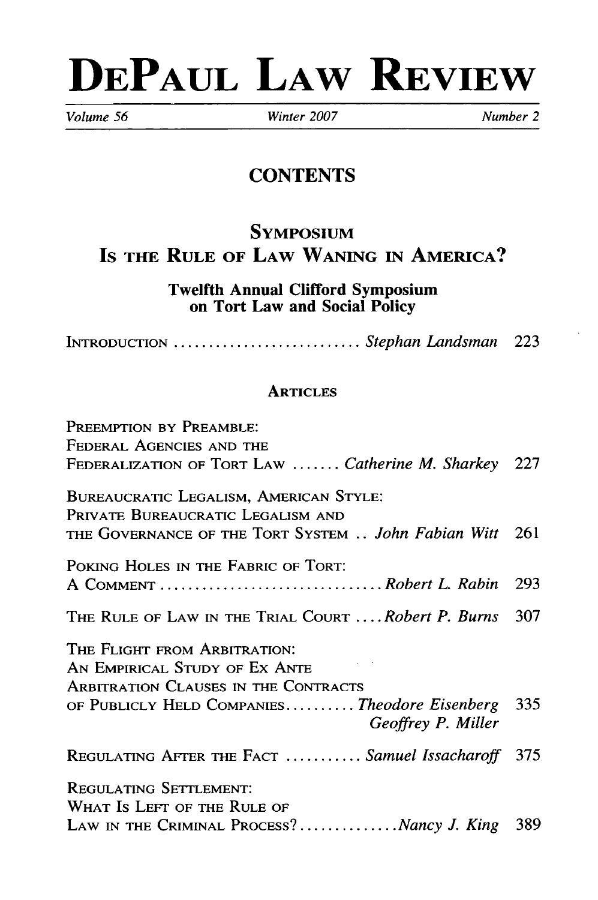# DEPAUL LAW REVIEW

*Volume 56* *Winter 2007* *Number 2*

## CONTENTS

## SYMPOSIUM

## IS THE RULE OF LAW WANING IN AMERICA?

**Twelfth Annual Clifford Symposium on Tort Law and Social Policy**

INTRODUCTION ........................... *Stephan Landsman* 223

### ARTICLES

PREEMPTION BY PREAMBLE: FEDERAL AGENCIES AND THE FEDERALIZATION OF TORT LAW ....... *Catherine M. Sharkey* 227

BUREAUCRATIC LEGALISM, AMERICAN STYLE: PRIVATE BUREAUCRATIC LEGALISM AND THE GOVERNANCE OF THE TORT SYSTEM .. *John Fabian Witt* 261

POKING HOLES IN THE FABRIC OF TORT: A COMMENT ................................ *Robert L. Rabin* 293

THE RULE OF LAW IN THE TRIAL COURT .... *Robert P. Burns* 307

THE FLIGHT FROM ARBITRATION: AN EMPIRICAL STUDY OF EX ANTE ARBITRATION CLAUSES IN THE CONTRACTS OF PUBLICLY HELD COMPANIES.......... *Theodore Eisenberg* *Geoffrey P. Miller* 335

REGULATING AFTER THE FACT ........... *Samuel Issacharoff* 375

REGULATING SETTLEMENT: WHAT IS LEFT OF THE RULE OF LAW IN THE CRIMINAL PROCESS?..............*Nancy J. King* 389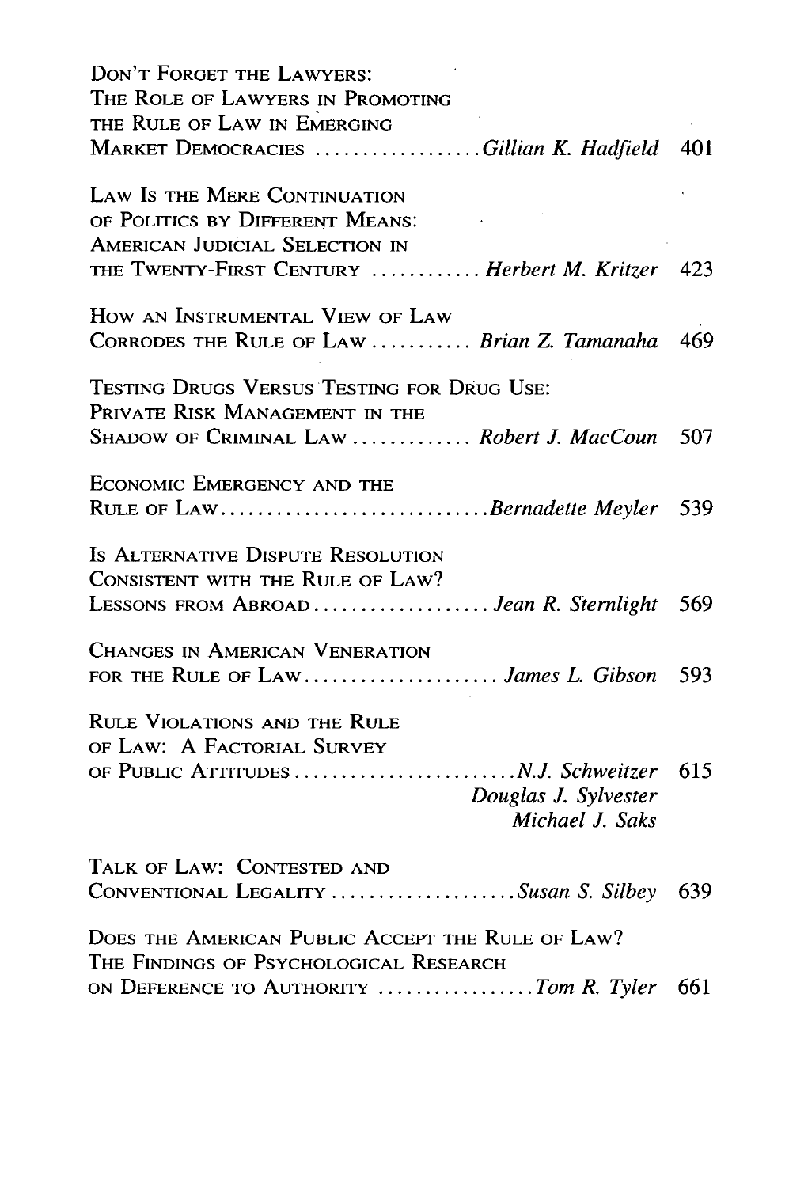DON'T FORGET THE LAWYERS: THE ROLE OF LAWYERS IN PROMOTING THE RULE OF LAW IN EMERGING MARKET DEMOCRACIES .................. *Gillian K. Hadfield* 401

LAW IS THE MERE CONTINUATION OF POLITICS BY DIFFERENT MEANS: AMERICAN JUDICIAL SELECTION IN THE TWENTY-FIRST CENTURY ............ *Herbert M. Kritzer* 423

HOW AN INSTRUMENTAL VIEW OF LAW CORRODES THE RULE OF LAW ........... *Brian Z. Tamanaha* 469

TESTING DRUGS VERSUS TESTING FOR DRUG USE: PRIVATE RISK MANAGEMENT IN THE SHADOW OF CRIMINAL LAW ............. *Robert J. MacCoun* 507

ECONOMIC EMERGENCY AND THE RULE OF LAW............................. *Bernadette Meyler* 539

IS ALTERNATIVE DISPUTE RESOLUTION CONSISTENT WITH THE RULE OF LAW? LESSONS FROM ABROAD................... *Jean R. Sternlight* 569

CHANGES IN AMERICAN VENERATION FOR THE RULE OF LAW..................... *James L. Gibson* 593

RULE VIOLATIONS AND THE RULE OF LAW: A FACTORIAL SURVEY OF PUBLIC ATTITUDES........................ *N.J. Schweitzer* 615
*Douglas J. Sylvester*
*Michael J. Saks*

TALK OF LAW: CONTESTED AND CONVENTIONAL LEGALITY .................... *Susan S. Silbey* 639

DOES THE AMERICAN PUBLIC ACCEPT THE RULE OF LAW? THE FINDINGS OF PSYCHOLOGICAL RESEARCH ON DEFERENCE TO AUTHORITY ................. *Tom R. Tyler* 661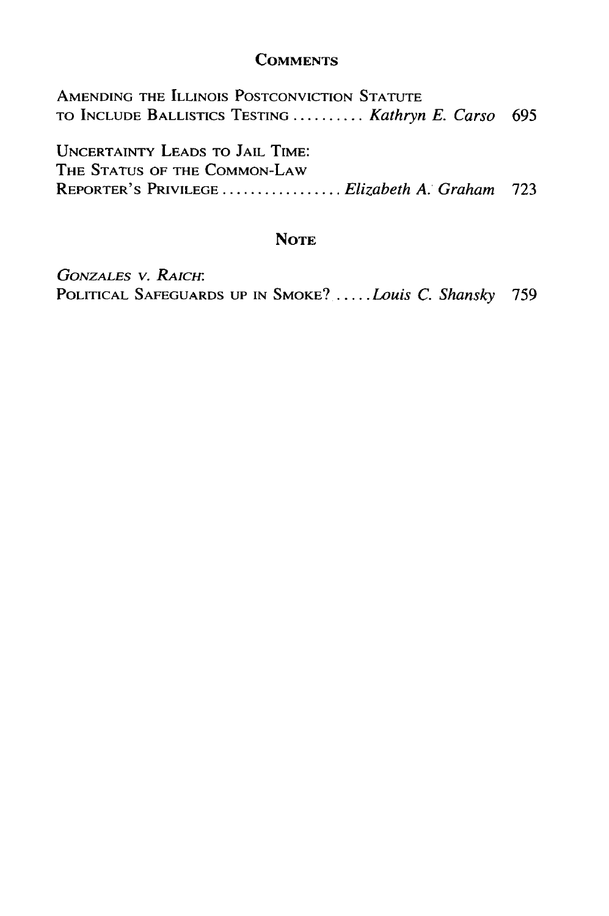## Comments

Amending the Illinois Postconviction Statute to Include Ballistics Testing .......... *Kathryn E. Carso* 695

Uncertainty Leads to Jail Time: The Status of the Common-Law Reporter's Privilege ................. *Elizabeth A. Graham* 723

## Note

*Gonzales v. Raich*: Political Safeguards up in Smoke? ..... *Louis C. Shansky* 759